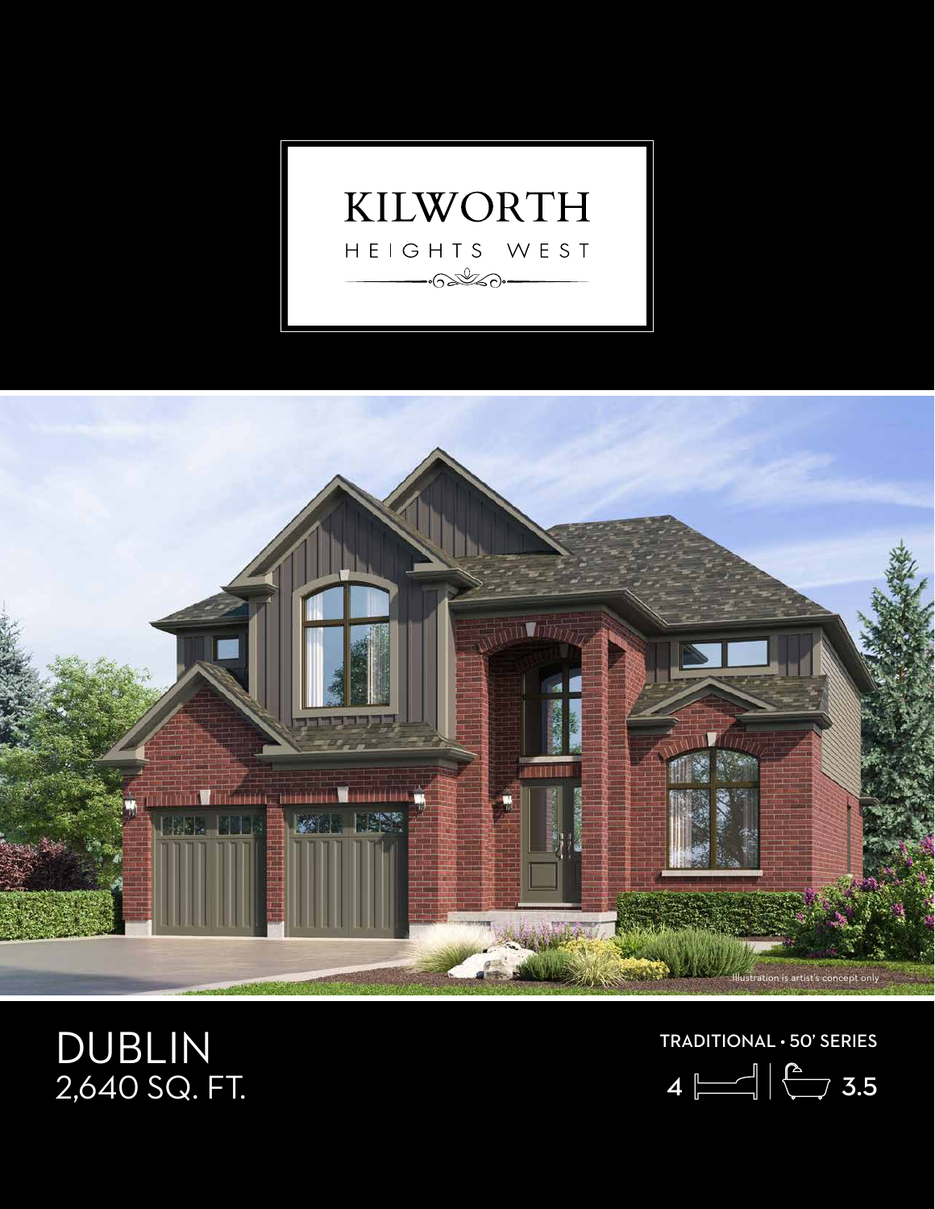# KILWORTH

HEIGHTS WEST

Illustration is artist's concept only

# DUBLIN

2,640 SQ. FT.

TRADITIONAL • 50' SERIES

4 | 3.5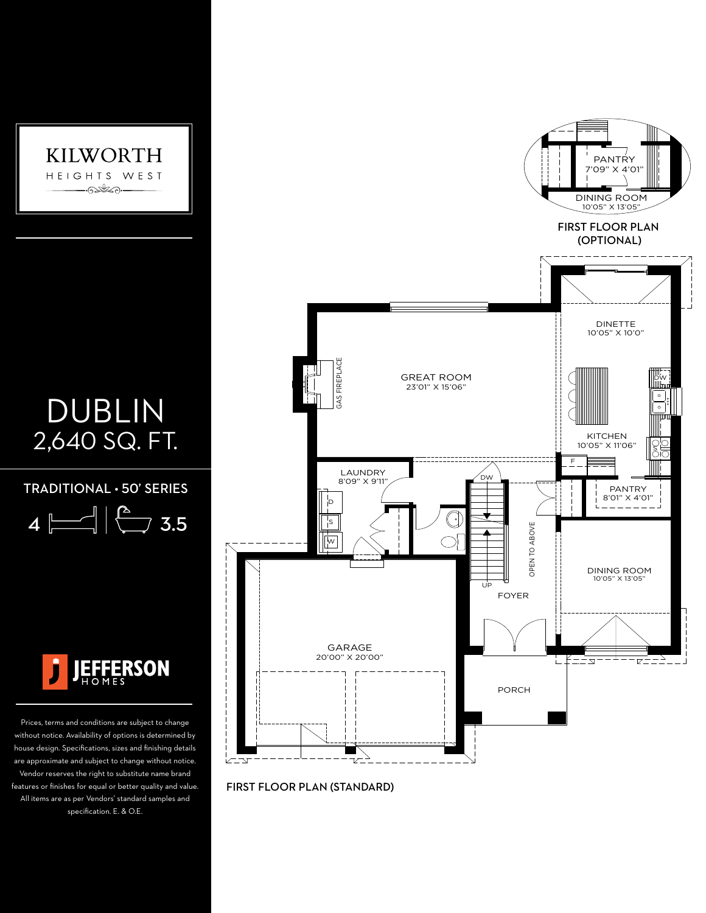# KILWORTH

HEIGHTS WEST

# DUBLIN

## 2,640 SQ. FT.

TRADITIONAL • 50' SERIES

4 | 3.5

JEFFERSON HOMES

Prices, terms and conditions are subject to change without notice. Availability of options is determined by house design. Specifications, sizes and finishing details are approximate and subject to change without notice. Vendor reserves the right to substitute name brand features or finishes for equal or better quality and value. All items are as per Vendors' standard samples and specification. E. & O.E.

PANTRY
7'09" X 4'01"

DINING ROOM
10'05" X 13'05"

FIRST FLOOR PLAN (OPTIONAL)

DINETTE
10'05" X 10'0"

GREAT ROOM
23'01" X 15'06"

GAS FIREPLACE

DW

KITCHEN
10'05" X 11'06"

S

F

LAUNDRY
8'09" X 9'11"

DW

PANTRY
8'01" X 4'01"

D

S

W

OPEN TO ABOVE

UP

DINING ROOM
10'05" X 13'05"

FOYER

GARAGE
20'00" X 20'00"

PORCH

FIRST FLOOR PLAN (STANDARD)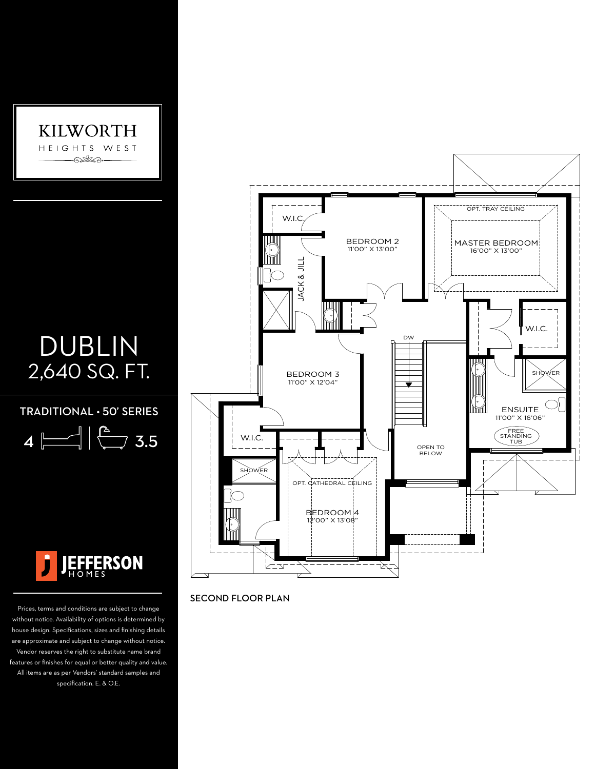KILWORTH
HEIGHTS WEST

# DUBLIN
## 2,640 SQ. FT.

TRADITIONAL • 50' SERIES

4 bedrooms | 3.5 bathrooms

JEFFERSON HOMES

Prices, terms and conditions are subject to change without notice. Availability of options is determined by house design. Specifications, sizes and finishing details are approximate and subject to change without notice. Vendor reserves the right to substitute name brand features or finishes for equal or better quality and value. All items are as per Vendors' standard samples and specification. E. & O.E.

W.I.C.

BEDROOM 2
11'00" X 13'00"

OPT. TRAY CEILING

MASTER BEDROOM
16'00" X 13'00"

JACK & JILL

W.I.C.

DW

SHOWER

BEDROOM 3
11'00" X 12'04"

ENSUITE
11'00" X 16'06"

FREE STANDING TUB

W.I.C.

OPEN TO BELOW

SHOWER

OPT. CATHEDRAL CEILING

BEDROOM 4
12'00" X 13'08"

SECOND FLOOR PLAN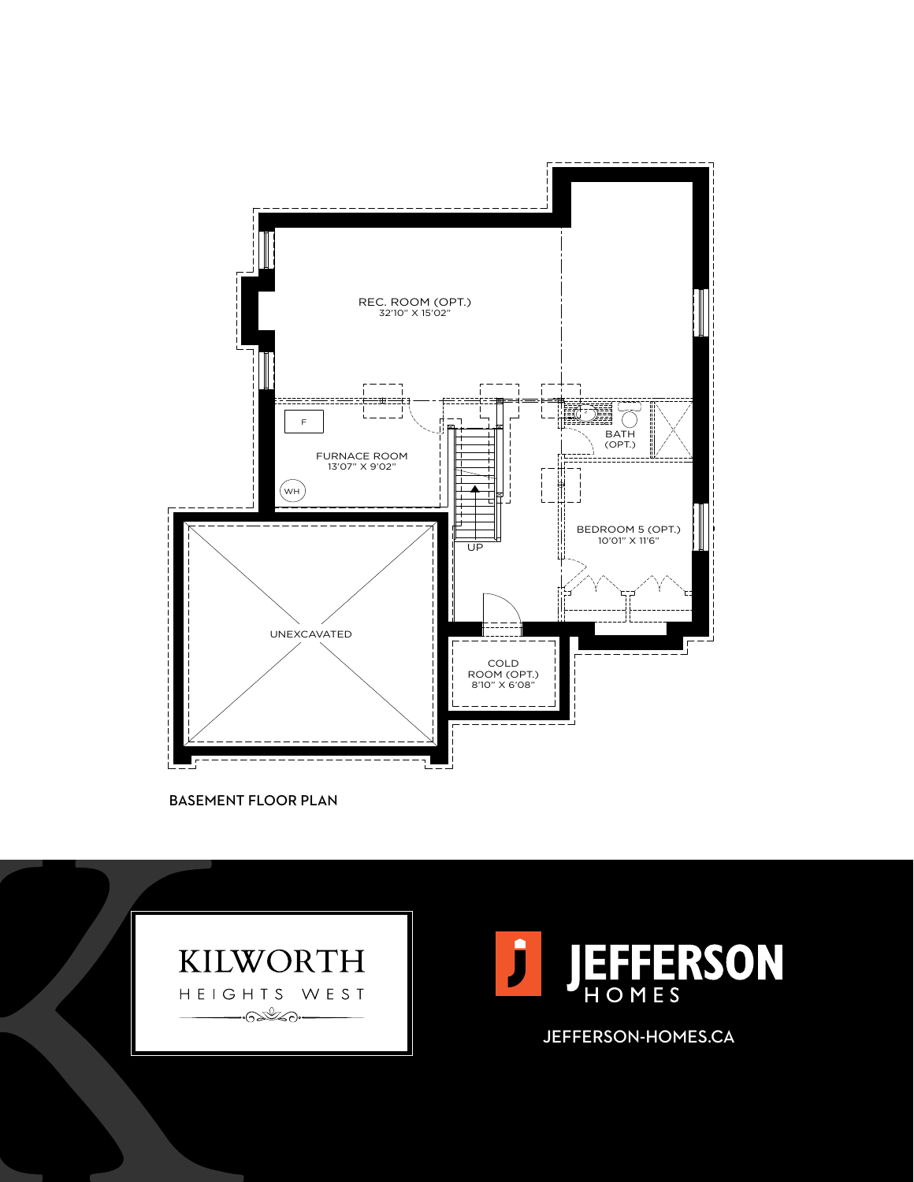REC. ROOM (OPT.)
32'10" X 15'02"

F

FURNACE ROOM
13'07" X 9'02"

WH

BATH
(OPT.)

BEDROOM 5 (OPT.)
10'01" X 11'6"

UP

UNEXCAVATED

COLD
ROOM (OPT.)
8'10" X 6'08"

BASEMENT FLOOR PLAN

KILWORTH
HEIGHTS WEST

JEFFERSON
HOMES

JEFFERSON-HOMES.CA